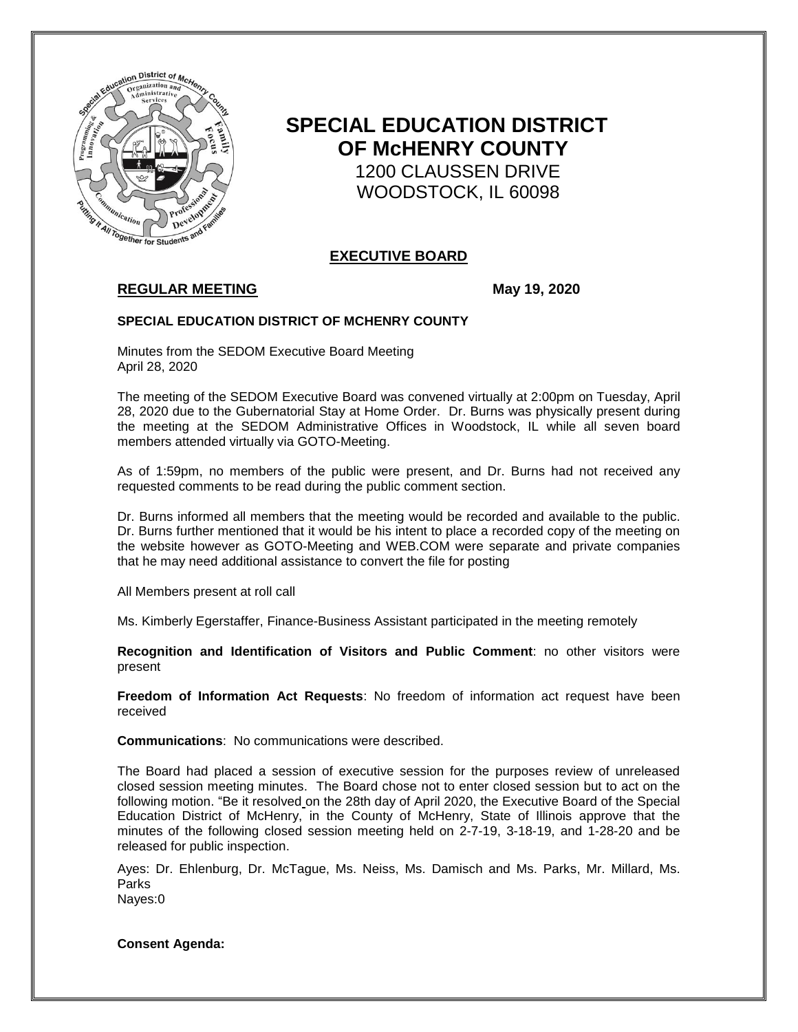# SPECIAL EDUCATION DISTRICT OF McHENRY COUNTY

1200 CLAUSSEN DRIVE
WOODSTOCK, IL 60098

## EXECUTIVE BOARD

**REGULAR MEETING** **May 19, 2020**

**SPECIAL EDUCATION DISTRICT OF MCHENRY COUNTY**

Minutes from the SEDOM Executive Board Meeting
April 28, 2020

The meeting of the SEDOM Executive Board was convened virtually at 2:00pm on Tuesday, April 28, 2020 due to the Gubernatorial Stay at Home Order. Dr. Burns was physically present during the meeting at the SEDOM Administrative Offices in Woodstock, IL while all seven board members attended virtually via GOTO-Meeting.

As of 1:59pm, no members of the public were present, and Dr. Burns had not received any requested comments to be read during the public comment section.

Dr. Burns informed all members that the meeting would be recorded and available to the public. Dr. Burns further mentioned that it would be his intent to place a recorded copy of the meeting on the website however as GOTO-Meeting and WEB.COM were separate and private companies that he may need additional assistance to convert the file for posting

All Members present at roll call

Ms. Kimberly Egerstaffer, Finance-Business Assistant participated in the meeting remotely

**Recognition and Identification of Visitors and Public Comment**: no other visitors were present

**Freedom of Information Act Requests**: No freedom of information act request have been received

**Communications**: No communications were described.

The Board had placed a session of executive session for the purposes review of unreleased closed session meeting minutes. The Board chose not to enter closed session but to act on the following motion. "Be it resolved on the 28th day of April 2020, the Executive Board of the Special Education District of McHenry, in the County of McHenry, State of Illinois approve that the minutes of the following closed session meeting held on 2-7-19, 3-18-19, and 1-28-20 and be released for public inspection.

Ayes: Dr. Ehlenburg, Dr. McTague, Ms. Neiss, Ms. Damisch and Ms. Parks, Mr. Millard, Ms. Parks
Nayes:0

**Consent Agenda:**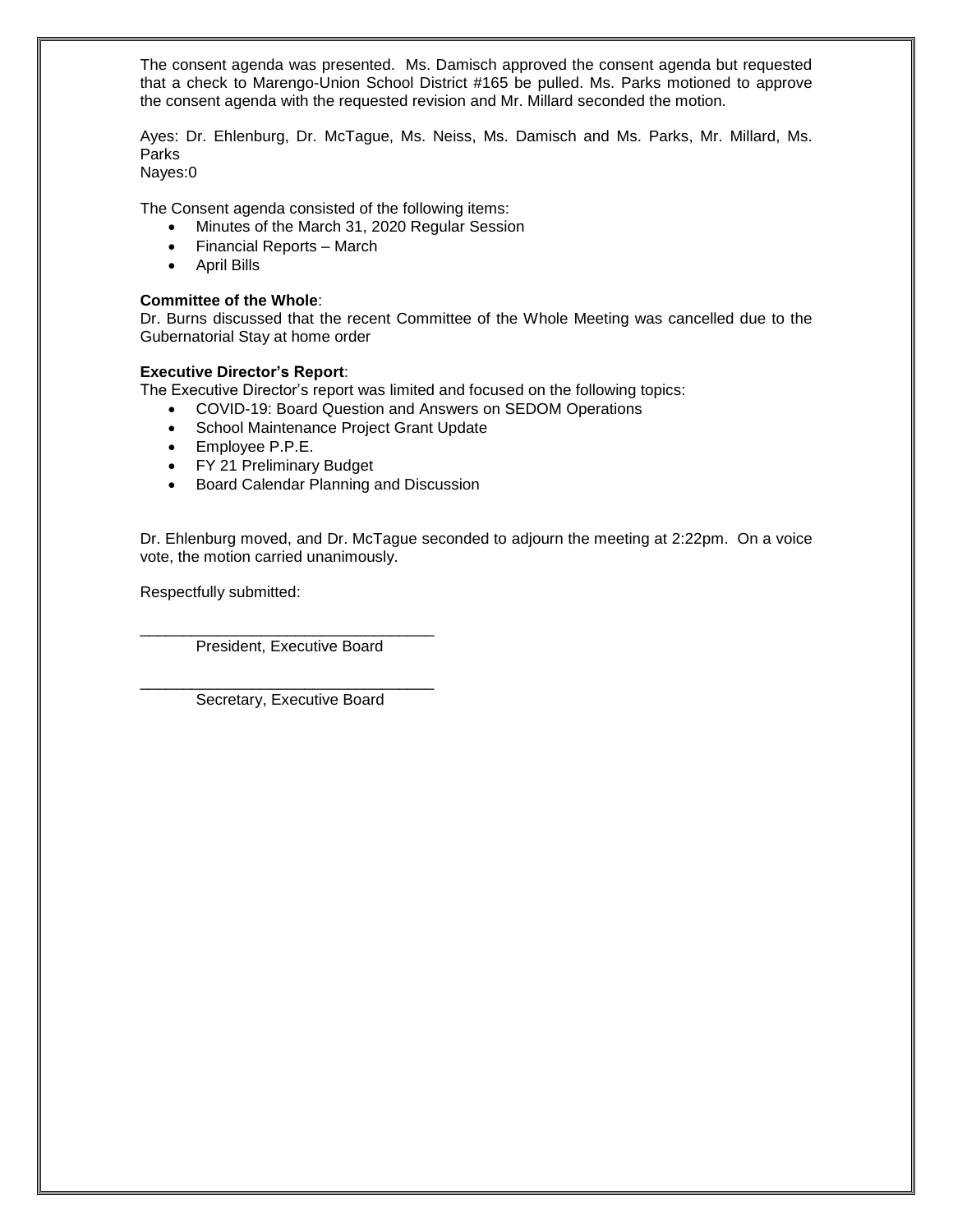The consent agenda was presented. Ms. Damisch approved the consent agenda but requested that a check to Marengo-Union School District #165 be pulled. Ms. Parks motioned to approve the consent agenda with the requested revision and Mr. Millard seconded the motion.

Ayes: Dr. Ehlenburg, Dr. McTague, Ms. Neiss, Ms. Damisch and Ms. Parks, Mr. Millard, Ms. Parks
Nayes:0

The Consent agenda consisted of the following items:

- Minutes of the March 31, 2020 Regular Session
- Financial Reports – March
- April Bills

**Committee of the Whole**:
Dr. Burns discussed that the recent Committee of the Whole Meeting was cancelled due to the Gubernatorial Stay at home order

**Executive Director's Report**:
The Executive Director's report was limited and focused on the following topics:

- COVID-19: Board Question and Answers on SEDOM Operations
- School Maintenance Project Grant Update
- Employee P.P.E.
- FY 21 Preliminary Budget
- Board Calendar Planning and Discussion

Dr. Ehlenburg moved, and Dr. McTague seconded to adjourn the meeting at 2:22pm. On a voice vote, the motion carried unanimously.

Respectfully submitted:

___________________________________
President, Executive Board

___________________________________
Secretary, Executive Board